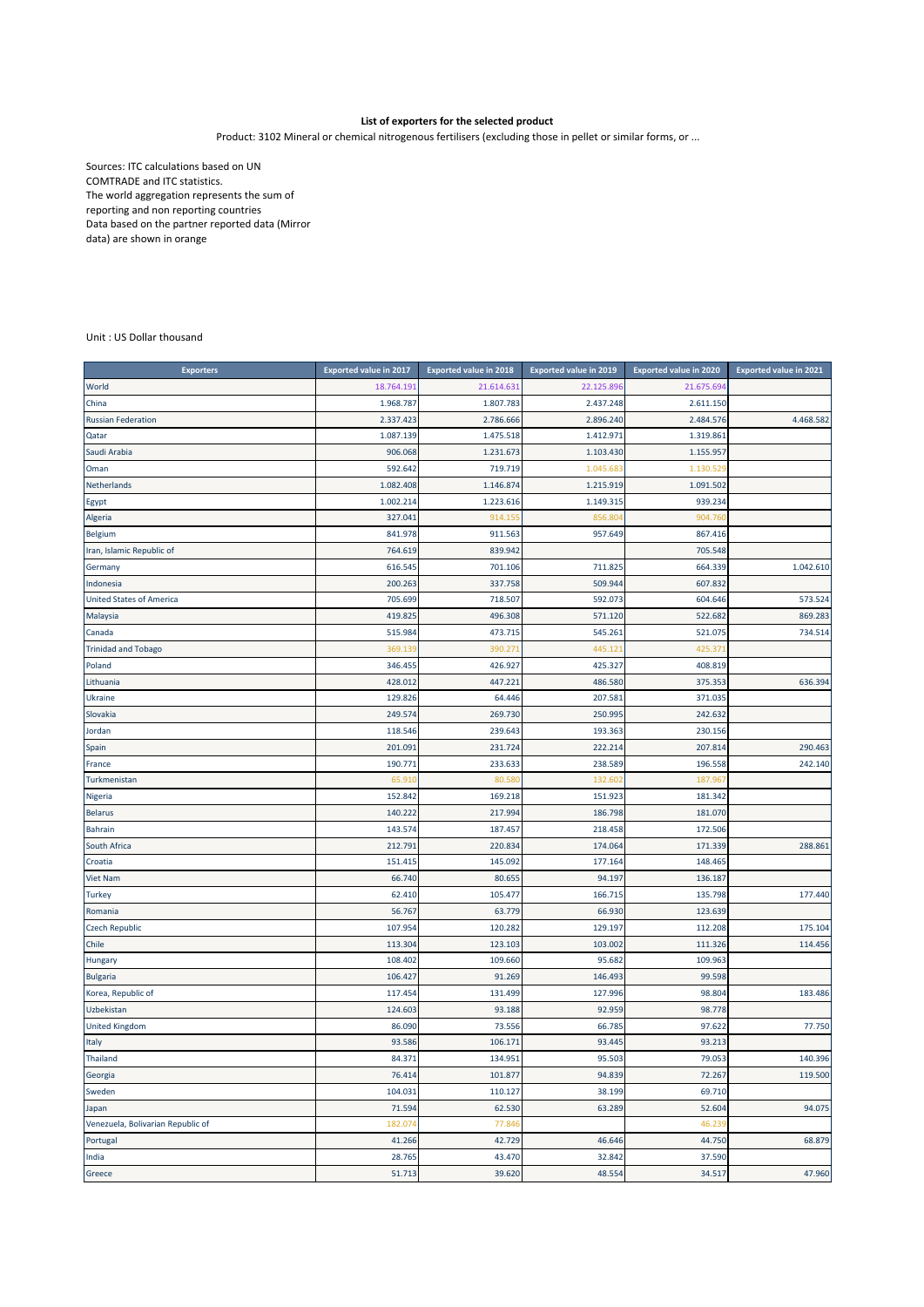**List of exporters for the selected product**

Product: 3102 Mineral or chemical nitrogenous fertilisers (excluding those in pellet or similar forms, or ...

Sources: ITC calculations based on UN COMTRADE and ITC statistics.
The world aggregation represents the sum of reporting and non reporting countries
Data based on the partner reported data (Mirror data) are shown in orange

Unit : US Dollar thousand

| Exporters | Exported value in 2017 | Exported value in 2018 | Exported value in 2019 | Exported value in 2020 | Exported value in 2021 |
|---|---|---|---|---|---|
| World | 18.764.191 | 21.614.631 | 22.125.896 | 21.675.694 | |
| China | 1.968.787 | 1.807.783 | 2.437.248 | 2.611.150 | |
| Russian Federation | 2.337.423 | 2.786.666 | 2.896.240 | 2.484.576 | 4.468.582 |
| Qatar | 1.087.139 | 1.475.518 | 1.412.971 | 1.319.861 | |
| Saudi Arabia | 906.068 | 1.231.673 | 1.103.430 | 1.155.957 | |
| Oman | 592.642 | 719.719 | 1.045.683 | 1.130.529 | |
| Netherlands | 1.082.408 | 1.146.874 | 1.215.919 | 1.091.502 | |
| Egypt | 1.002.214 | 1.223.616 | 1.149.315 | 939.234 | |
| Algeria | 327.041 | 914.155 | 856.804 | 904.760 | |
| Belgium | 841.978 | 911.563 | 957.649 | 867.416 | |
| Iran, Islamic Republic of | 764.619 | 839.942 | | 705.548 | |
| Germany | 616.545 | 701.106 | 711.825 | 664.339 | 1.042.610 |
| Indonesia | 200.263 | 337.758 | 509.944 | 607.832 | |
| United States of America | 705.699 | 718.507 | 592.073 | 604.646 | 573.524 |
| Malaysia | 419.825 | 496.308 | 571.120 | 522.682 | 869.283 |
| Canada | 515.984 | 473.715 | 545.261 | 521.075 | 734.514 |
| Trinidad and Tobago | 369.139 | 390.271 | 445.121 | 425.371 | |
| Poland | 346.455 | 426.927 | 425.327 | 408.819 | |
| Lithuania | 428.012 | 447.221 | 486.580 | 375.353 | 636.394 |
| Ukraine | 129.826 | 64.446 | 207.581 | 371.035 | |
| Slovakia | 249.574 | 269.730 | 250.995 | 242.632 | |
| Jordan | 118.546 | 239.643 | 193.363 | 230.156 | |
| Spain | 201.091 | 231.724 | 222.214 | 207.814 | 290.463 |
| France | 190.771 | 233.633 | 238.589 | 196.558 | 242.140 |
| Turkmenistan | 65.910 | 80.580 | 132.602 | 187.967 | |
| Nigeria | 152.842 | 169.218 | 151.923 | 181.342 | |
| Belarus | 140.222 | 217.994 | 186.798 | 181.070 | |
| Bahrain | 143.574 | 187.457 | 218.458 | 172.506 | |
| South Africa | 212.791 | 220.834 | 174.064 | 171.339 | 288.861 |
| Croatia | 151.415 | 145.092 | 177.164 | 148.465 | |
| Viet Nam | 66.740 | 80.655 | 94.197 | 136.187 | |
| Turkey | 62.410 | 105.477 | 166.715 | 135.798 | 177.440 |
| Romania | 56.767 | 63.779 | 66.930 | 123.639 | |
| Czech Republic | 107.954 | 120.282 | 129.197 | 112.208 | 175.104 |
| Chile | 113.304 | 123.103 | 103.002 | 111.326 | 114.456 |
| Hungary | 108.402 | 109.660 | 95.682 | 109.963 | |
| Bulgaria | 106.427 | 91.269 | 146.493 | 99.598 | |
| Korea, Republic of | 117.454 | 131.499 | 127.996 | 98.804 | 183.486 |
| Uzbekistan | 124.603 | 93.188 | 92.959 | 98.778 | |
| United Kingdom | 86.090 | 73.556 | 66.785 | 97.622 | 77.750 |
| Italy | 93.586 | 106.171 | 93.445 | 93.213 | |
| Thailand | 84.371 | 134.951 | 95.503 | 79.053 | 140.396 |
| Georgia | 76.414 | 101.877 | 94.839 | 72.267 | 119.500 |
| Sweden | 104.031 | 110.127 | 38.199 | 69.710 | |
| Japan | 71.594 | 62.530 | 63.289 | 52.604 | 94.075 |
| Venezuela, Bolivarian Republic of | 182.074 | 77.846 | | 46.239 | |
| Portugal | 41.266 | 42.729 | 46.646 | 44.750 | 68.879 |
| India | 28.765 | 43.470 | 32.842 | 37.590 | |
| Greece | 51.713 | 39.620 | 48.554 | 34.517 | 47.960 |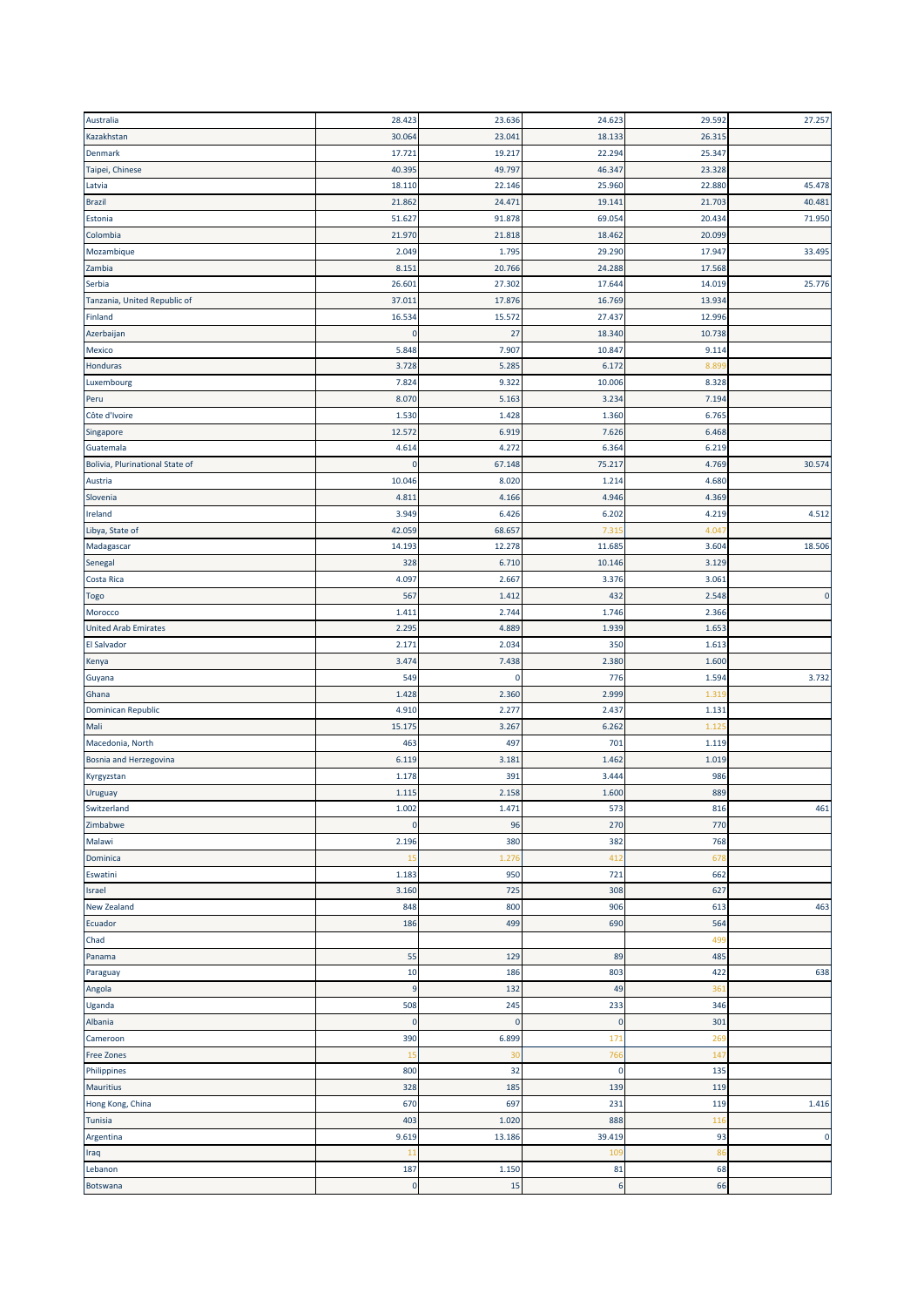| | | | | | |
|---|---|---|---|---|---|
| Australia | 28.423 | 23.636 | 24.623 | 29.592 | 27.257 |
| Kazakhstan | 30.064 | 23.041 | 18.133 | 26.315 | |
| Denmark | 17.721 | 19.217 | 22.294 | 25.347 | |
| Taipei, Chinese | 40.395 | 49.797 | 46.347 | 23.328 | |
| Latvia | 18.110 | 22.146 | 25.960 | 22.880 | 45.478 |
| Brazil | 21.862 | 24.471 | 19.141 | 21.703 | 40.481 |
| Estonia | 51.627 | 91.878 | 69.054 | 20.434 | 71.950 |
| Colombia | 21.970 | 21.818 | 18.462 | 20.099 | |
| Mozambique | 2.049 | 1.795 | 29.290 | 17.947 | 33.495 |
| Zambia | 8.151 | 20.766 | 24.288 | 17.568 | |
| Serbia | 26.601 | 27.302 | 17.644 | 14.019 | 25.776 |
| Tanzania, United Republic of | 37.011 | 17.876 | 16.769 | 13.934 | |
| Finland | 16.534 | 15.572 | 27.437 | 12.996 | |
| Azerbaijan | 0 | 27 | 18.340 | 10.738 | |
| Mexico | 5.848 | 7.907 | 10.847 | 9.114 | |
| Honduras | 3.728 | 5.285 | 6.172 | 8.899 | |
| Luxembourg | 7.824 | 9.322 | 10.006 | 8.328 | |
| Peru | 8.070 | 5.163 | 3.234 | 7.194 | |
| Côte d'Ivoire | 1.530 | 1.428 | 1.360 | 6.765 | |
| Singapore | 12.572 | 6.919 | 7.626 | 6.468 | |
| Guatemala | 4.614 | 4.272 | 6.364 | 6.219 | |
| Bolivia, Plurinational State of | 0 | 67.148 | 75.217 | 4.769 | 30.574 |
| Austria | 10.046 | 8.020 | 1.214 | 4.680 | |
| Slovenia | 4.811 | 4.166 | 4.946 | 4.369 | |
| Ireland | 3.949 | 6.426 | 6.202 | 4.219 | 4.512 |
| Libya, State of | 42.059 | 68.657 | 7.315 | 4.047 | |
| Madagascar | 14.193 | 12.278 | 11.685 | 3.604 | 18.506 |
| Senegal | 328 | 6.710 | 10.146 | 3.129 | |
| Costa Rica | 4.097 | 2.667 | 3.376 | 3.061 | |
| Togo | 567 | 1.412 | 432 | 2.548 | 0 |
| Morocco | 1.411 | 2.744 | 1.746 | 2.366 | |
| United Arab Emirates | 2.295 | 4.889 | 1.939 | 1.653 | |
| El Salvador | 2.171 | 2.034 | 350 | 1.613 | |
| Kenya | 3.474 | 7.438 | 2.380 | 1.600 | |
| Guyana | 549 | 0 | 776 | 1.594 | 3.732 |
| Ghana | 1.428 | 2.360 | 2.999 | 1.319 | |
| Dominican Republic | 4.910 | 2.277 | 2.437 | 1.131 | |
| Mali | 15.175 | 3.267 | 6.262 | 1.125 | |
| Macedonia, North | 463 | 497 | 701 | 1.119 | |
| Bosnia and Herzegovina | 6.119 | 3.181 | 1.462 | 1.019 | |
| Kyrgyzstan | 1.178 | 391 | 3.444 | 986 | |
| Uruguay | 1.115 | 2.158 | 1.600 | 889 | |
| Switzerland | 1.002 | 1.471 | 573 | 816 | 461 |
| Zimbabwe | 0 | 96 | 270 | 770 | |
| Malawi | 2.196 | 380 | 382 | 768 | |
| Dominica | 15 | 1.276 | 412 | 678 | |
| Eswatini | 1.183 | 950 | 721 | 662 | |
| Israel | 3.160 | 725 | 308 | 627 | |
| New Zealand | 848 | 800 | 906 | 613 | 463 |
| Ecuador | 186 | 499 | 690 | 564 | |
| Chad | | | | 499 | |
| Panama | 55 | 129 | 89 | 485 | |
| Paraguay | 10 | 186 | 803 | 422 | 638 |
| Angola | 9 | 132 | 49 | 361 | |
| Uganda | 508 | 245 | 233 | 346 | |
| Albania | 0 | 0 | 0 | 301 | |
| Cameroon | 390 | 6.899 | 171 | 269 | |
| Free Zones | 15 | 30 | 766 | 147 | |
| Philippines | 800 | 32 | 0 | 135 | |
| Mauritius | 328 | 185 | 139 | 119 | |
| Hong Kong, China | 670 | 697 | 231 | 119 | 1.416 |
| Tunisia | 403 | 1.020 | 888 | 116 | |
| Argentina | 9.619 | 13.186 | 39.419 | 93 | 0 |
| Iraq | 11 | | 109 | 86 | |
| Lebanon | 187 | 1.150 | 81 | 68 | |
| Botswana | 0 | 15 | 6 | 66 | |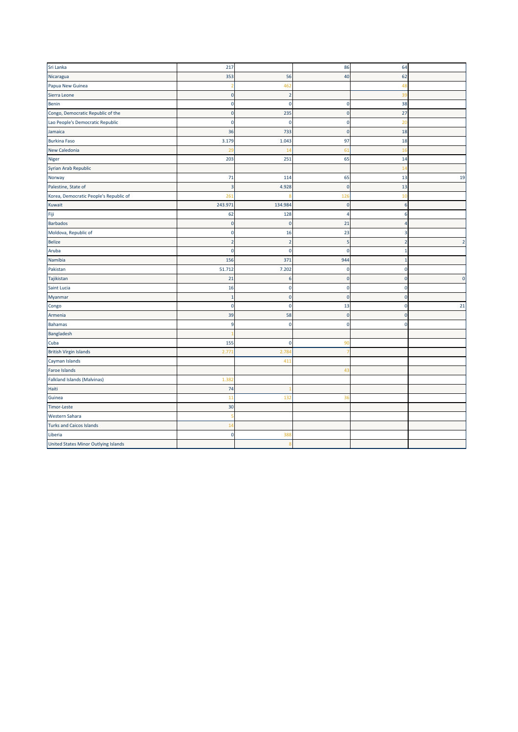| | | | | | |
|---|---|---|---|---|---|
| Sri Lanka | 217 | | 86 | 64 | |
| Nicaragua | 353 | 56 | 40 | 62 | |
| Papua New Guinea | 2 | 462 | | 48 | |
| Sierra Leone | 0 | 2 | | 39 | |
| Benin | 0 | 0 | 0 | 38 | |
| Congo, Democratic Republic of the | 0 | 235 | 0 | 27 | |
| Lao People's Democratic Republic | 0 | 0 | 0 | 20 | |
| Jamaica | 36 | 733 | 0 | 18 | |
| Burkina Faso | 3.179 | 1.043 | 97 | 18 | |
| New Caledonia | 29 | 14 | 61 | 16 | |
| Niger | 203 | 251 | 65 | 14 | |
| Syrian Arab Republic | | | | 14 | |
| Norway | 71 | 114 | 65 | 13 | 19 |
| Palestine, State of | 3 | 4.928 | 0 | 13 | |
| Korea, Democratic People's Republic of | 261 | 8 | 126 | 10 | |
| Kuwait | 243.971 | 134.984 | 0 | 6 | |
| Fiji | 62 | 128 | 4 | 6 | |
| Barbados | 0 | 0 | 21 | 4 | |
| Moldova, Republic of | 0 | 16 | 23 | 3 | |
| Belize | 2 | 2 | 5 | 2 | 2 |
| Aruba | 0 | 0 | 0 | 1 | |
| Namibia | 156 | 371 | 944 | 1 | |
| Pakistan | 51.712 | 7.202 | 0 | 0 | |
| Tajikistan | 21 | 6 | 0 | 0 | 0 |
| Saint Lucia | 16 | 0 | 0 | 0 | |
| Myanmar | 1 | 0 | 0 | 0 | |
| Congo | 0 | 0 | 13 | 0 | 21 |
| Armenia | 39 | 58 | 0 | 0 | |
| Bahamas | 9 | 0 | 0 | 0 | |
| Bangladesh | 1 | | | | |
| Cuba | 155 | 0 | 90 | | |
| British Virgin Islands | 2.771 | 2.784 | 7 | | |
| Cayman Islands | | 411 | | | |
| Faroe Islands | | | 43 | | |
| Falkland Islands (Malvinas) | 1.382 | | | | |
| Haiti | 74 | 1 | | | |
| Guinea | 11 | 132 | 36 | | |
| Timor-Leste | 30 | | | | |
| Western Sahara | 5 | | | | |
| Turks and Caicos Islands | 14 | | | | |
| Liberia | 0 | 388 | | | |
| United States Minor Outlying Islands | | 8 | | | |